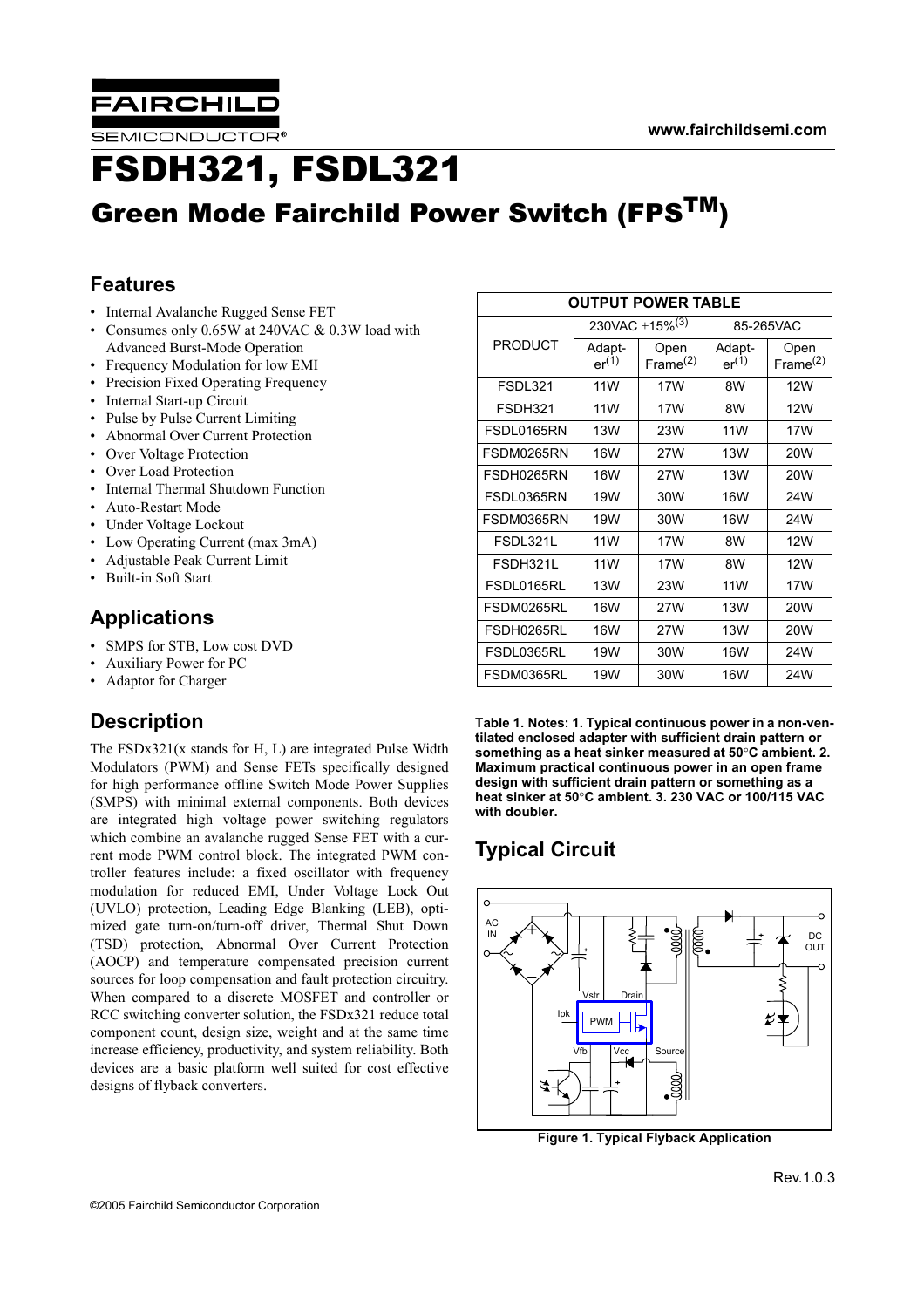FAIRCHILD SEMICONDUCTOR®

www.fairchildsemi.com

# FSDH321, FSDL321

## Green Mode Fairchild Power Switch (FPS™)

## Features

- Internal Avalanche Rugged Sense FET
- Consumes only 0.65W at 240VAC & 0.3W load with Advanced Burst-Mode Operation
- Frequency Modulation for low EMI
- Precision Fixed Operating Frequency
- Internal Start-up Circuit
- Pulse by Pulse Current Limiting
- Abnormal Over Current Protection
- Over Voltage Protection
- Over Load Protection
- Internal Thermal Shutdown Function
- Auto-Restart Mode
- Under Voltage Lockout
- Low Operating Current (max 3mA)
- Adjustable Peak Current Limit
- Built-in Soft Start

## Applications

- SMPS for STB, Low cost DVD
- Auxiliary Power for PC
- Adaptor for Charger

## Description

The FSDx321(x stands for H, L) are integrated Pulse Width Modulators (PWM) and Sense FETs specifically designed for high performance offline Switch Mode Power Supplies (SMPS) with minimal external components. Both devices are integrated high voltage power switching regulators which combine an avalanche rugged Sense FET with a current mode PWM control block. The integrated PWM controller features include: a fixed oscillator with frequency modulation for reduced EMI, Under Voltage Lock Out (UVLO) protection, Leading Edge Blanking (LEB), optimized gate turn-on/turn-off driver, Thermal Shut Down (TSD) protection, Abnormal Over Current Protection (AOCP) and temperature compensated precision current sources for loop compensation and fault protection circuitry. When compared to a discrete MOSFET and controller or RCC switching converter solution, the FSDx321 reduce total component count, design size, weight and at the same time increase efficiency, productivity, and system reliability. Both devices are a basic platform well suited for cost effective designs of flyback converters.

**OUTPUT POWER TABLE**

| PRODUCT | 230VAC ±15%[3] | | 85-265VAC | |
|---|---|---|---|---|
| | Adapter[1] | Open Frame[2] | Adapter[1] | Open Frame[2] |
| FSDL321 | 11W | 17W | 8W | 12W |
| FSDH321 | 11W | 17W | 8W | 12W |
| FSDL0165RN | 13W | 23W | 11W | 17W |
| FSDM0265RN | 16W | 27W | 13W | 20W |
| FSDH0265RN | 16W | 27W | 13W | 20W |
| FSDL0365RN | 19W | 30W | 16W | 24W |
| FSDM0365RN | 19W | 30W | 16W | 24W |
| FSDL321L | 11W | 17W | 8W | 12W |
| FSDH321L | 11W | 17W | 8W | 12W |
| FSDL0165RL | 13W | 23W | 11W | 17W |
| FSDM0265RL | 16W | 27W | 13W | 20W |
| FSDH0265RL | 16W | 27W | 13W | 20W |
| FSDL0365RL | 19W | 30W | 16W | 24W |
| FSDM0365RL | 19W | 30W | 16W | 24W |

**Table 1. Notes: 1. Typical continuous power in a non-ventilated enclosed adapter with sufficient drain pattern or something as a heat sinker measured at 50°C ambient. 2. Maximum practical continuous power in an open frame design with sufficient drain pattern or something as a heat sinker at 50°C ambient. 3. 230 VAC or 100/115 VAC with doubler.**

## Typical Circuit

**Figure 1. Typical Flyback Application**

Rev.1.0.3

©2005 Fairchild Semiconductor Corporation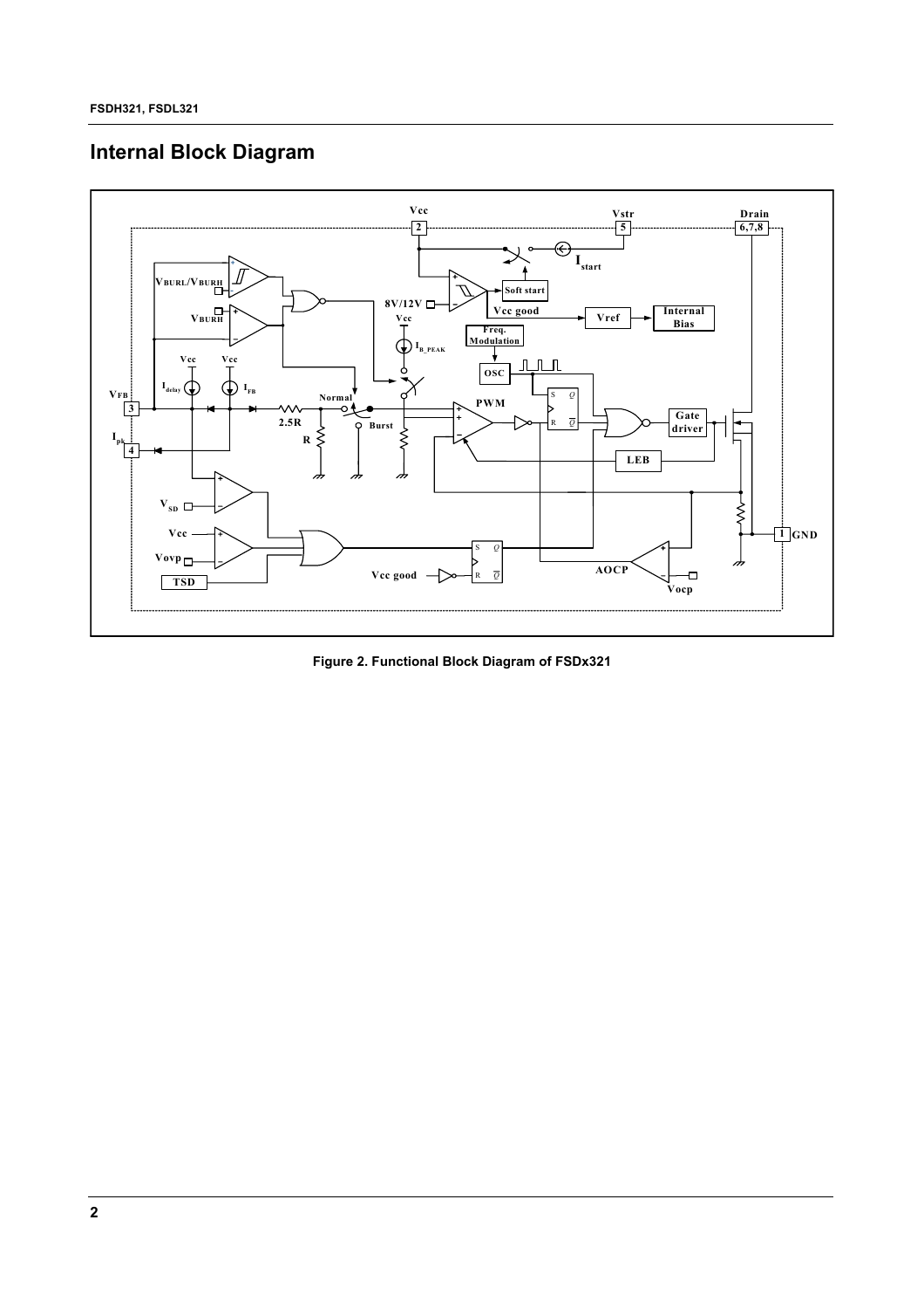## Internal Block Diagram

Figure 2. Functional Block Diagram of FSDx321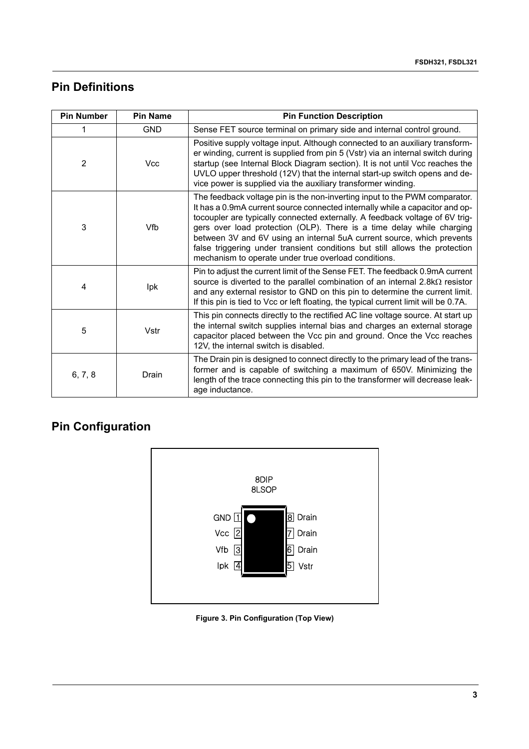## Pin Definitions

| Pin Number | Pin Name | Pin Function Description |
|---|---|---|
| 1 | GND | Sense FET source terminal on primary side and internal control ground. |
| 2 | Vcc | Positive supply voltage input. Although connected to an auxiliary transformer winding, current is supplied from pin 5 (Vstr) via an internal switch during startup (see Internal Block Diagram section). It is not until Vcc reaches the UVLO upper threshold (12V) that the internal start-up switch opens and device power is supplied via the auxiliary transformer winding. |
| 3 | Vfb | The feedback voltage pin is the non-inverting input to the PWM comparator. It has a 0.9mA current source connected internally while a capacitor and optocoupler are typically connected externally. A feedback voltage of 6V triggers over load protection (OLP). There is a time delay while charging between 3V and 6V using an internal 5uA current source, which prevents false triggering under transient conditions but still allows the protection mechanism to operate under true overload conditions. |
| 4 | Ipk | Pin to adjust the current limit of the Sense FET. The feedback 0.9mA current source is diverted to the parallel combination of an internal 2.8kΩ resistor and any external resistor to GND on this pin to determine the current limit. If this pin is tied to Vcc or left floating, the typical current limit will be 0.7A. |
| 5 | Vstr | This pin connects directly to the rectified AC line voltage source. At start up the internal switch supplies internal bias and charges an external storage capacitor placed between the Vcc pin and ground. Once the Vcc reaches 12V, the internal switch is disabled. |
| 6, 7, 8 | Drain | The Drain pin is designed to connect directly to the primary lead of the transformer and is capable of switching a maximum of 650V. Minimizing the length of the trace connecting this pin to the transformer will decrease leakage inductance. |

## Pin Configuration

8DIP
8LSOP

| Pin | Name | | Pin | Name |
|---|---|---|---|---|
| 1 | GND | | 8 | Drain |
| 2 | Vcc | | 7 | Drain |
| 3 | Vfb | | 6 | Drain |
| 4 | Ipk | | 5 | Vstr |

**Figure 3. Pin Configuration (Top View)**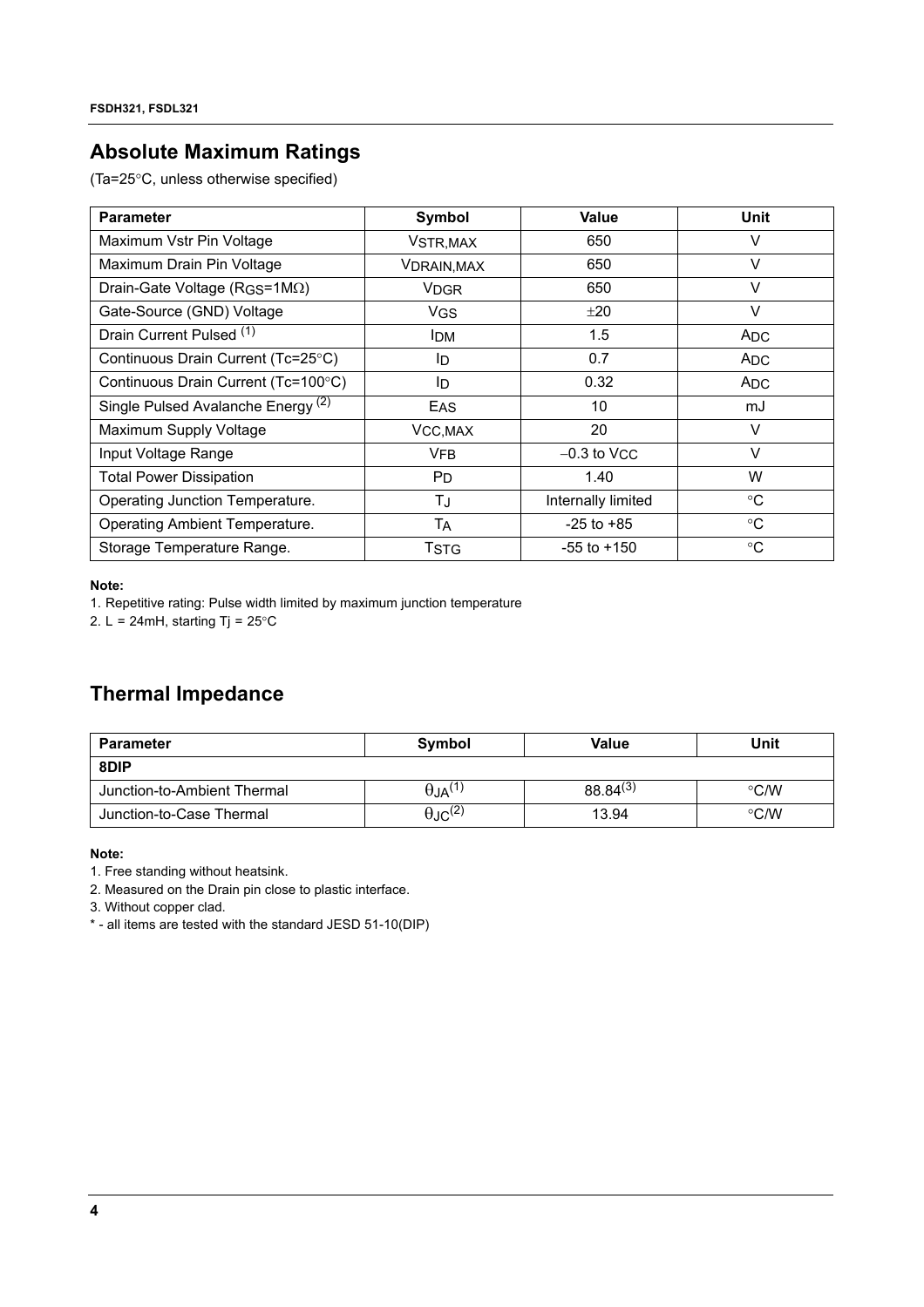## Absolute Maximum Ratings

($T_a$=25°C, unless otherwise specified)

| Parameter | Symbol | Value | Unit |
|---|---|---|---|
| Maximum Vstr Pin Voltage | $V_{STR,MAX}$ | 650 | V |
| Maximum Drain Pin Voltage | $V_{DRAIN,MAX}$ | 650 | V |
| Drain-Gate Voltage ($R_{GS}$=1MΩ) | $V_{DGR}$ | 650 | V |
| Gate-Source (GND) Voltage | $V_{GS}$ | ±20 | V |
| Drain Current Pulsed [(1)] | $I_{DM}$ | 1.5 | $A_{DC}$ |
| Continuous Drain Current (Tc=25°C) | $I_D$ | 0.7 | $A_{DC}$ |
| Continuous Drain Current (Tc=100°C) | $I_D$ | 0.32 | $A_{DC}$ |
| Single Pulsed Avalanche Energy [(2)] | $E_{AS}$ | 10 | mJ |
| Maximum Supply Voltage | $V_{CC,MAX}$ | 20 | V |
| Input Voltage Range | $V_{FB}$ | −0.3 to $V_{CC}$ | V |
| Total Power Dissipation | $P_D$ | 1.40 | W |
| Operating Junction Temperature. | $T_J$ | Internally limited | °C |
| Operating Ambient Temperature. | $T_A$ | -25 to +85 | °C |
| Storage Temperature Range. | $T_{STG}$ | -55 to +150 | °C |

**Note:**

1. Repetitive rating: Pulse width limited by maximum junction temperature
2. L = 24mH, starting Tj = 25°C

## Thermal Impedance

| Parameter | Symbol | Value | Unit |
|---|---|---|---|
| **8DIP** | | | |
| Junction-to-Ambient Thermal | $\theta_{JA}$[(1)] | 88.84[(3)] | °C/W |
| Junction-to-Case Thermal | $\theta_{JC}$[(2)] | 13.94 | °C/W |

**Note:**

1. Free standing without heatsink.
2. Measured on the Drain pin close to plastic interface.
3. Without copper clad.

* - all items are tested with the standard JESD 51-10(DIP)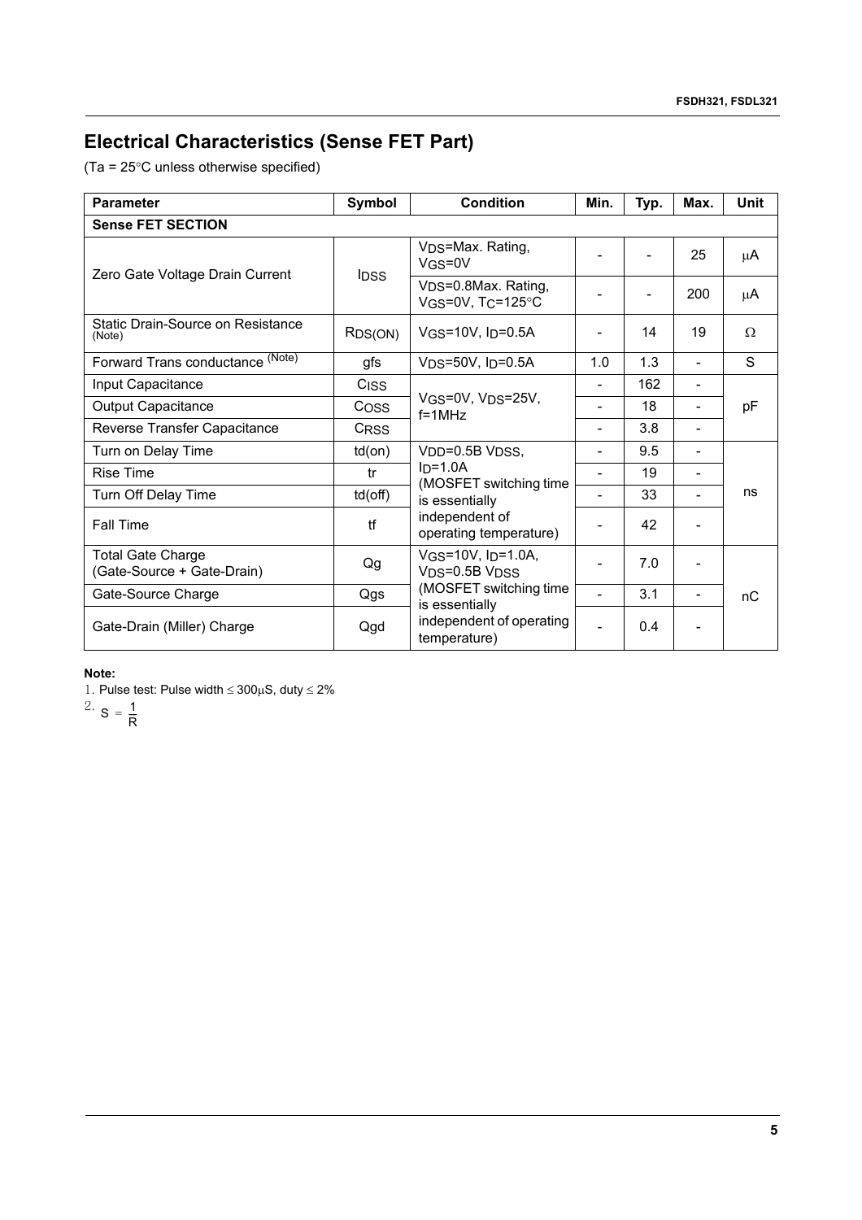## Electrical Characteristics (Sense FET Part)

(Ta = 25°C unless otherwise specified)

| Parameter | Symbol | Condition | Min. | Typ. | Max. | Unit |
|---|---|---|---|---|---|---|
| **Sense FET SECTION** | | | | | | |
| Zero Gate Voltage Drain Current | $I_{DSS}$ | $V_{DS}$=Max. Rating, $V_{GS}$=0V | - | - | 25 | μA |
| | | $V_{DS}$=0.8Max. Rating, $V_{GS}$=0V, $T_C$=125°C | - | - | 200 | μA |
| Static Drain-Source on Resistance (Note) | $R_{DS(ON)}$ | $V_{GS}$=10V, $I_D$=0.5A | - | 14 | 19 | Ω |
| Forward Trans conductance (Note) | gfs | $V_{DS}$=50V, $I_D$=0.5A | 1.0 | 1.3 | - | S |
| Input Capacitance | $C_{ISS}$ | $V_{GS}$=0V, $V_{DS}$=25V, f=1MHz | - | 162 | - | pF |
| Output Capacitance | $C_{OSS}$ | | - | 18 | - | |
| Reverse Transfer Capacitance | $C_{RSS}$ | | - | 3.8 | - | |
| Turn on Delay Time | td(on) | $V_{DD}$=0.5B $V_{DSS}$, $I_D$=1.0A (MOSFET switching time is essentially independent of operating temperature) | - | 9.5 | - | ns |
| Rise Time | tr | | - | 19 | - | |
| Turn Off Delay Time | td(off) | | - | 33 | - | |
| Fall Time | tf | | - | 42 | - | |
| Total Gate Charge (Gate-Source + Gate-Drain) | Qg | $V_{GS}$=10V, $I_D$=1.0A, $V_{DS}$=0.5B $V_{DSS}$ (MOSFET switching time is essentially independent of operating temperature) | - | 7.0 | - | nC |
| Gate-Source Charge | Qgs | | - | 3.1 | - | |
| Gate-Drain (Miller) Charge | Qgd | | - | 0.4 | - | |

**Note:**

1. Pulse test: Pulse width ≤ 300μS, duty ≤ 2%
2. $S = \frac{1}{R}$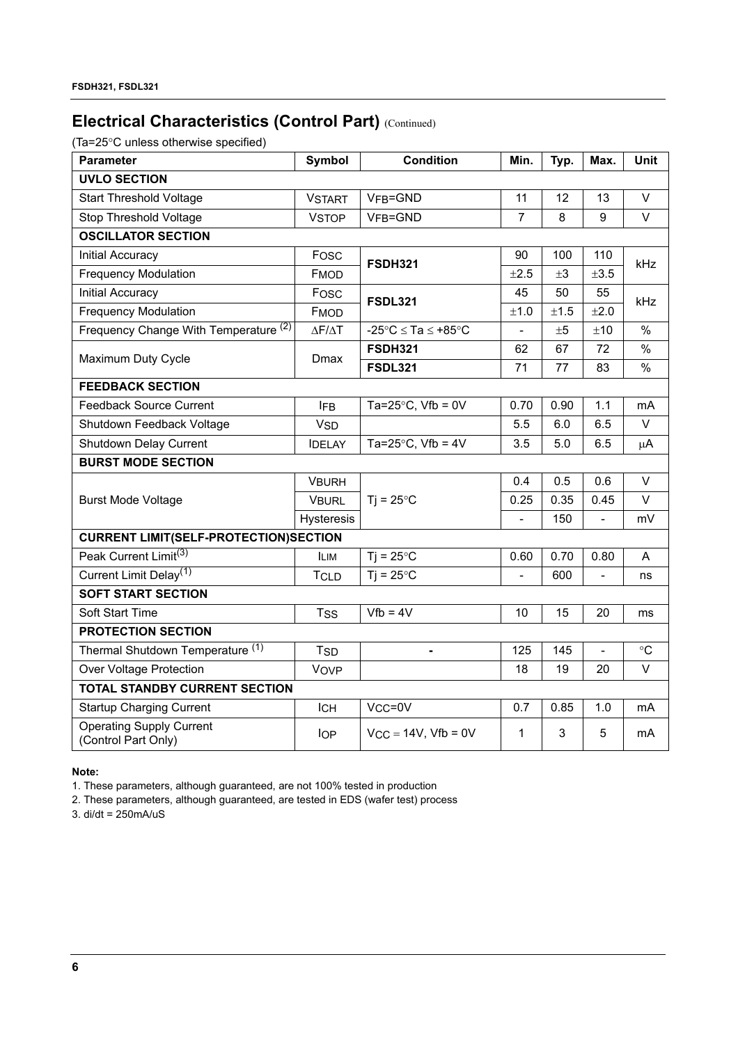## Electrical Characteristics (Control Part) (Continued)

($T_a$=25°C unless otherwise specified)

| Parameter | Symbol | Condition | Min. | Typ. | Max. | Unit |
|---|---|---|---|---|---|---|
| **UVLO SECTION** | | | | | | |
| Start Threshold Voltage | $V_{START}$ | $V_{FB}$=GND | 11 | 12 | 13 | V |
| Stop Threshold Voltage | $V_{STOP}$ | $V_{FB}$=GND | 7 | 8 | 9 | V |
| **OSCILLATOR SECTION** | | | | | | |
| Initial Accuracy | $F_{OSC}$ | **FSDH321** | 90 | 100 | 110 | kHz |
| Frequency Modulation | $F_{MOD}$ | | ±2.5 | ±3 | ±3.5 | |
| Initial Accuracy | $F_{OSC}$ | **FSDL321** | 45 | 50 | 55 | kHz |
| Frequency Modulation | $F_{MOD}$ | | ±1.0 | ±1.5 | ±2.0 | |
| Frequency Change With Temperature [2] | $\Delta F/\Delta T$ | -25°C ≤ Ta ≤ +85°C | - | ±5 | ±10 | % |
| Maximum Duty Cycle | Dmax | **FSDH321** | 62 | 67 | 72 | % |
| | | **FSDL321** | 71 | 77 | 83 | % |
| **FEEDBACK SECTION** | | | | | | |
| Feedback Source Current | $I_{FB}$ | Ta=25°C, Vfb = 0V | 0.70 | 0.90 | 1.1 | mA |
| Shutdown Feedback Voltage | $V_{SD}$ | | 5.5 | 6.0 | 6.5 | V |
| Shutdown Delay Current | $I_{DELAY}$ | Ta=25°C, Vfb = 4V | 3.5 | 5.0 | 6.5 | μA |
| **BURST MODE SECTION** | | | | | | |
| Burst Mode Voltage | $V_{BURH}$ | Tj = 25°C | 0.4 | 0.5 | 0.6 | V |
| | $V_{BURL}$ | | 0.25 | 0.35 | 0.45 | V |
| | Hysteresis | | - | 150 | - | mV |
| **CURRENT LIMIT(SELF-PROTECTION)SECTION** | | | | | | |
| Peak Current Limit[3] | $I_{LIM}$ | Tj = 25°C | 0.60 | 0.70 | 0.80 | A |
| Current Limit Delay[1] | $T_{CLD}$ | Tj = 25°C | - | 600 | - | ns |
| **SOFT START SECTION** | | | | | | |
| Soft Start Time | $T_{SS}$ | Vfb = 4V | 10 | 15 | 20 | ms |
| **PROTECTION SECTION** | | | | | | |
| Thermal Shutdown Temperature [1] | $T_{SD}$ | - | 125 | 145 | - | °C |
| Over Voltage Protection | $V_{OVP}$ | | 18 | 19 | 20 | V |
| **TOTAL STANDBY CURRENT SECTION** | | | | | | |
| Startup Charging Current | $I_{CH}$ | $V_{CC}$=0V | 0.7 | 0.85 | 1.0 | mA |
| Operating Supply Current (Control Part Only) | $I_{OP}$ | $V_{CC}$ = 14V, Vfb = 0V | 1 | 3 | 5 | mA |

**Note:**

1. These parameters, although guaranteed, are not 100% tested in production
2. These parameters, although guaranteed, are tested in EDS (wafer test) process
3. di/dt = 250mA/uS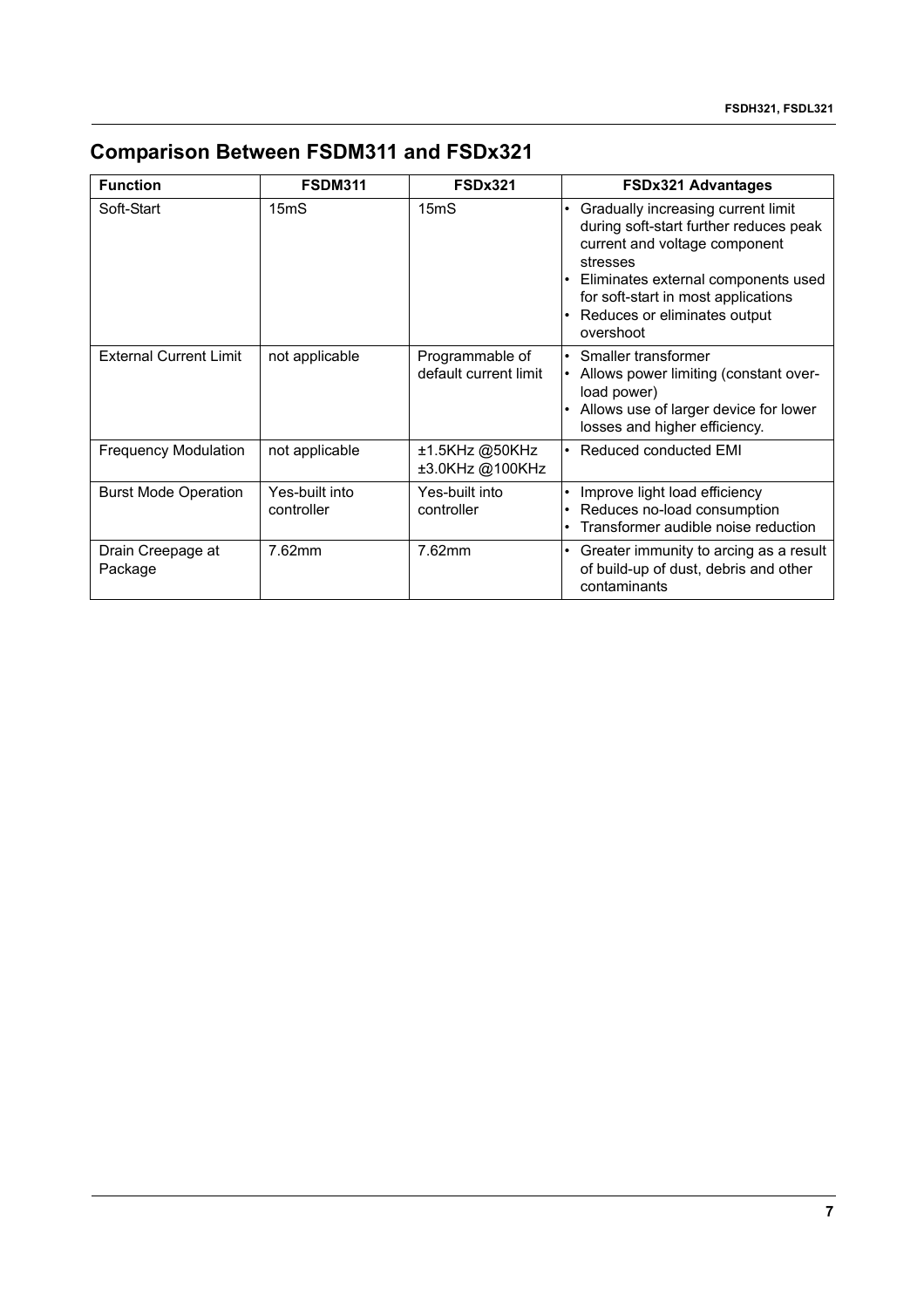## Comparison Between FSDM311 and FSDx321

| Function | FSDM311 | FSDx321 | FSDx321 Advantages |
| --- | --- | --- | --- |
| Soft-Start | 15mS | 15mS | • Gradually increasing current limit during soft-start further reduces peak current and voltage component stresses<br>• Eliminates external components used for soft-start in most applications<br>• Reduces or eliminates output overshoot |
| External Current Limit | not applicable | Programmable of default current limit | • Smaller transformer<br>• Allows power limiting (constant over-load power)<br>• Allows use of larger device for lower losses and higher efficiency. |
| Frequency Modulation | not applicable | ±1.5KHz @50KHz<br>±3.0KHz @100KHz | • Reduced conducted EMI |
| Burst Mode Operation | Yes-built into controller | Yes-built into controller | • Improve light load efficiency<br>• Reduces no-load consumption<br>• Transformer audible noise reduction |
| Drain Creepage at Package | 7.62mm | 7.62mm | • Greater immunity to arcing as a result of build-up of dust, debris and other contaminants |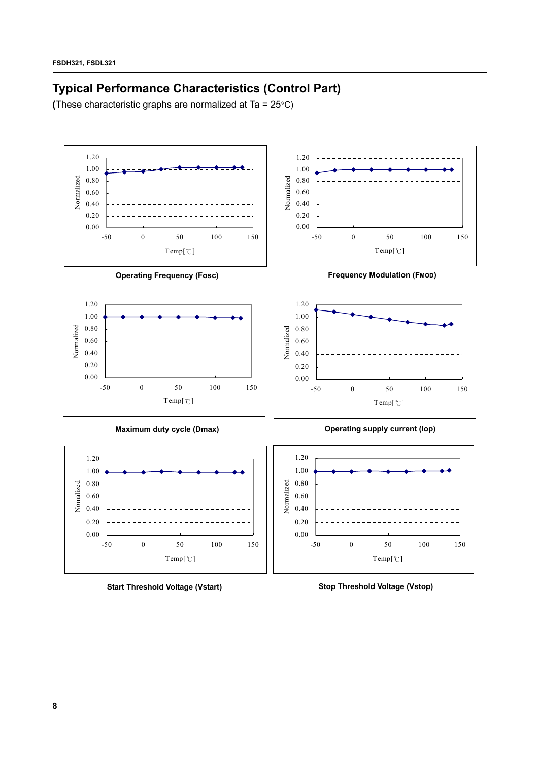## Typical Performance Characteristics (Control Part)

**(**These characteristic graphs are normalized at Ta = 25°C)

Operating Frequency (Fosc)

Frequency Modulation ($F_{MOD}$)

Maximum duty cycle (Dmax)

Operating supply current (Iop)

Start Threshold Voltage (Vstart)

Stop Threshold Voltage (Vstop)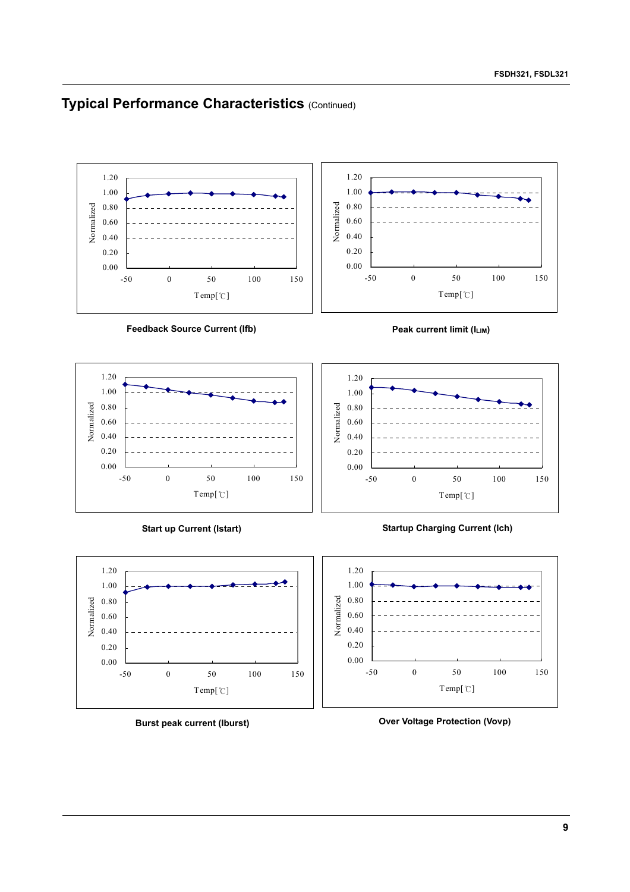## Typical Performance Characteristics (Continued)

Feedback Source Current (Ifb)

Peak current limit ($I_{LIM}$)

Start up Current (Istart)

Startup Charging Current (Ich)

Burst peak current (Iburst)

Over Voltage Protection (Vovp)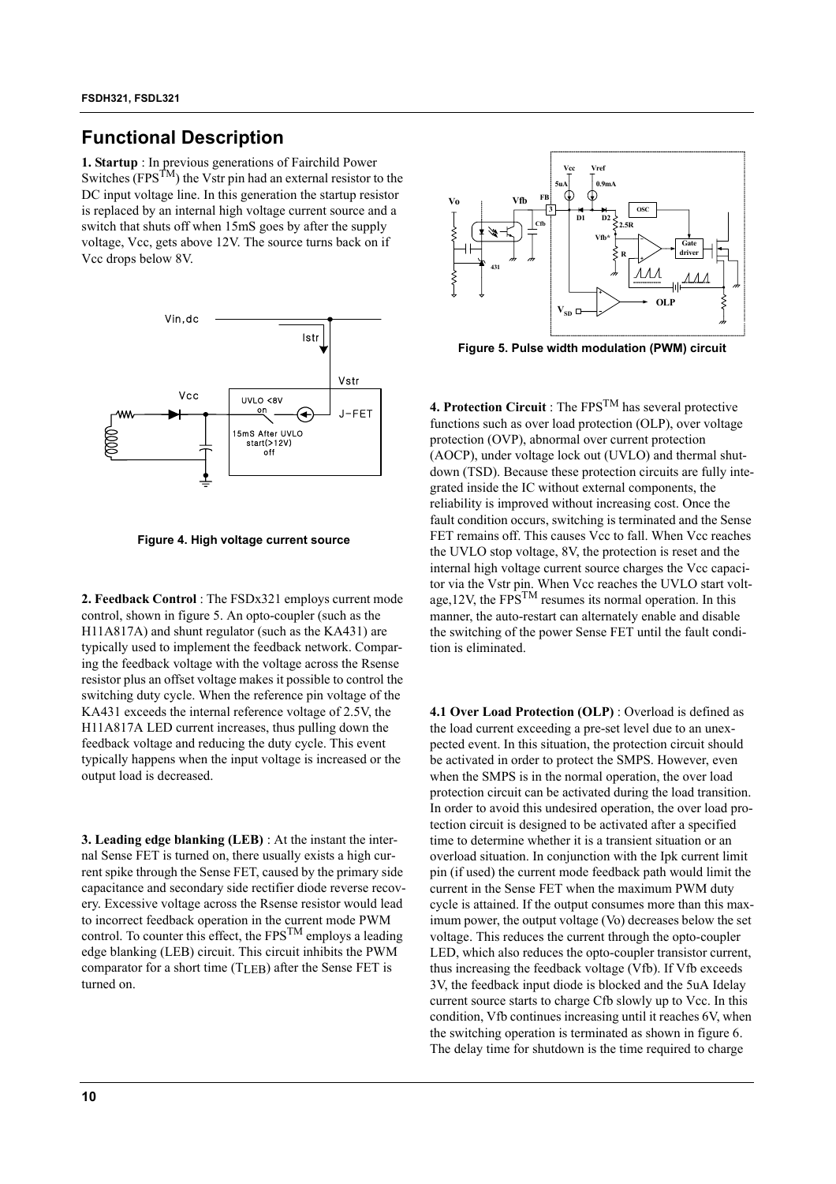## Functional Description

**1. Startup** : In previous generations of Fairchild Power Switches (FPS$^{TM}$) the Vstr pin had an external resistor to the DC input voltage line. In this generation the startup resistor is replaced by an internal high voltage current source and a switch that shuts off when 15mS goes by after the supply voltage, Vcc, gets above 12V. The source turns back on if Vcc drops below 8V.

**Figure 4. High voltage current source**

**2. Feedback Control** : The FSDx321 employs current mode control, shown in figure 5. An opto-coupler (such as the H11A817A) and shunt regulator (such as the KA431) are typically used to implement the feedback network. Comparing the feedback voltage with the voltage across the Rsense resistor plus an offset voltage makes it possible to control the switching duty cycle. When the reference pin voltage of the KA431 exceeds the internal reference voltage of 2.5V, the H11A817A LED current increases, thus pulling down the feedback voltage and reducing the duty cycle. This event typically happens when the input voltage is increased or the output load is decreased.

**3. Leading edge blanking (LEB)** : At the instant the internal Sense FET is turned on, there usually exists a high current spike through the Sense FET, caused by the primary side capacitance and secondary side rectifier diode reverse recovery. Excessive voltage across the Rsense resistor would lead to incorrect feedback operation in the current mode PWM control. To counter this effect, the FPS$^{TM}$ employs a leading edge blanking (LEB) circuit. This circuit inhibits the PWM comparator for a short time ($T_{LEB}$) after the Sense FET is turned on.

**Figure 5. Pulse width modulation (PWM) circuit**

**4. Protection Circuit** : The FPS$^{TM}$ has several protective functions such as over load protection (OLP), over voltage protection (OVP), abnormal over current protection (AOCP), under voltage lock out (UVLO) and thermal shutdown (TSD). Because these protection circuits are fully integrated inside the IC without external components, the reliability is improved without increasing cost. Once the fault condition occurs, switching is terminated and the Sense FET remains off. This causes Vcc to fall. When Vcc reaches the UVLO stop voltage, 8V, the protection is reset and the internal high voltage current source charges the Vcc capacitor via the Vstr pin. When Vcc reaches the UVLO start voltage,12V, the FPS$^{TM}$ resumes its normal operation. In this manner, the auto-restart can alternately enable and disable the switching of the power Sense FET until the fault condition is eliminated.

**4.1 Over Load Protection (OLP)** : Overload is defined as the load current exceeding a pre-set level due to an unexpected event. In this situation, the protection circuit should be activated in order to protect the SMPS. However, even when the SMPS is in the normal operation, the over load protection circuit can be activated during the load transition. In order to avoid this undesired operation, the over load protection circuit is designed to be activated after a specified time to determine whether it is a transient situation or an overload situation. In conjunction with the Ipk current limit pin (if used) the current mode feedback path would limit the current in the Sense FET when the maximum PWM duty cycle is attained. If the output consumes more than this maximum power, the output voltage (Vo) decreases below the set voltage. This reduces the current through the opto-coupler LED, which also reduces the opto-coupler transistor current, thus increasing the feedback voltage (Vfb). If Vfb exceeds 3V, the feedback input diode is blocked and the 5uA Idelay current source starts to charge Cfb slowly up to Vcc. In this condition, Vfb continues increasing until it reaches 6V, when the switching operation is terminated as shown in figure 6. The delay time for shutdown is the time required to charge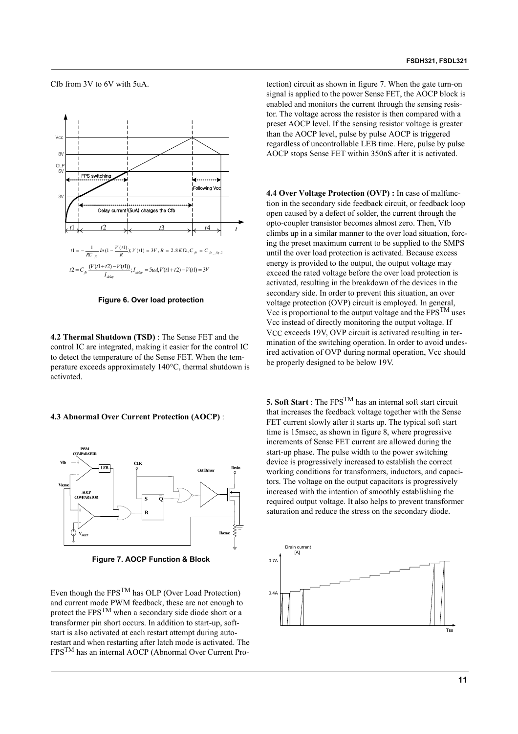Cfb from 3V to 6V with 5uA.

$$t1 = -\frac{1}{RC_{fb}} In\left(1 - \frac{V(t1)}{R}\right); V(t1) = 3V, R = 2.8K\Omega, C_{fb} = C_{fb\_fig.2}$$

$$t2 = C_{fb}\frac{(V(t1+t2) - V(t1))}{I_{delay}}; I_{delay} = 5uA, V(t1+t2) - V(t1) = 3V$$

**Figure 6. Over load protection**

**4.2 Thermal Shutdown (TSD)** : The Sense FET and the control IC are integrated, making it easier for the control IC to detect the temperature of the Sense FET. When the temperature exceeds approximately 140°C, thermal shutdown is activated.

**4.3 Abnormal Over Current Protection (AOCP)** :

**Figure 7. AOCP Function & Block**

Even though the FPS™ has OLP (Over Load Protection) and current mode PWM feedback, these are not enough to protect the FPS™ when a secondary side diode short or a transformer pin short occurs. In addition to start-up, soft-start is also activated at each restart attempt during auto-restart and when restarting after latch mode is activated. The FPS™ has an internal AOCP (Abnormal Over Current Protection) circuit as shown in figure 7. When the gate turn-on signal is applied to the power Sense FET, the AOCP block is enabled and monitors the current through the sensing resistor. The voltage across the resistor is then compared with a preset AOCP level. If the sensing resistor voltage is greater than the AOCP level, pulse by pulse AOCP is triggered regardless of uncontrollable LEB time. Here, pulse by pulse AOCP stops Sense FET within 350nS after it is activated.

**4.4 Over Voltage Protection (OVP) :** In case of malfunction in the secondary side feedback circuit, or feedback loop open caused by a defect of solder, the current through the opto-coupler transistor becomes almost zero. Then, Vfb climbs up in a similar manner to the over load situation, forcing the preset maximum current to be supplied to the SMPS until the over load protection is activated. Because excess energy is provided to the output, the output voltage may exceed the rated voltage before the over load protection is activated, resulting in the breakdown of the devices in the secondary side. In order to prevent this situation, an over voltage protection (OVP) circuit is employed. In general, Vcc is proportional to the output voltage and the FPS™ uses Vcc instead of directly monitoring the output voltage. If $V_{CC}$ exceeds 19V, OVP circuit is activated resulting in termination of the switching operation. In order to avoid undesired activation of OVP during normal operation, Vcc should be properly designed to be below 19V.

**5. Soft Start** : The FPS™ has an internal soft start circuit that increases the feedback voltage together with the Sense FET current slowly after it starts up. The typical soft start time is 15msec, as shown in figure 8, where progressive increments of Sense FET current are allowed during the start-up phase. The pulse width to the power switching device is progressively increased to establish the correct working conditions for transformers, inductors, and capacitors. The voltage on the output capacitors is progressively increased with the intention of smoothly establishing the required output voltage. It also helps to prevent transformer saturation and reduce the stress on the secondary diode.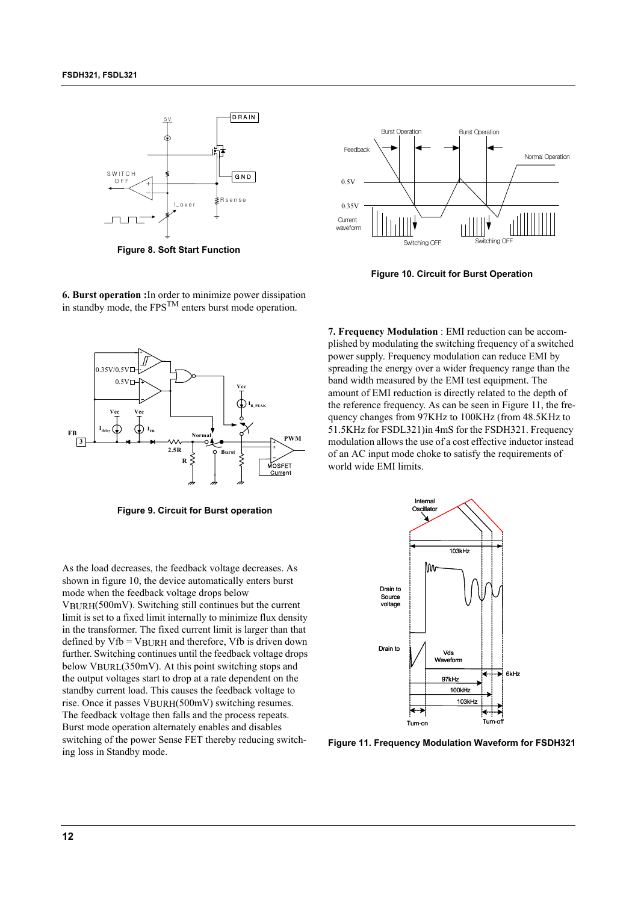Figure 8. Soft Start Function

Figure 10. Circuit for Burst Operation

**6. Burst operation :** In order to minimize power dissipation in standby mode, the FPS[TM] enters burst mode operation.

Figure 9. Circuit for Burst operation

As the load decreases, the feedback voltage decreases. As shown in figure 10, the device automatically enters burst mode when the feedback voltage drops below $V_{BURH}$(500mV). Switching still continues but the current limit is set to a fixed limit internally to minimize flux density in the transformer. The fixed current limit is larger than that defined by $V_{fb} = V_{BURH}$ and therefore, Vfb is driven down further. Switching continues until the feedback voltage drops below $V_{BURL}$(350mV). At this point switching stops and the output voltages start to drop at a rate dependent on the standby current load. This causes the feedback voltage to rise. Once it passes $V_{BURH}$(500mV) switching resumes. The feedback voltage then falls and the process repeats. Burst mode operation alternately enables and disables switching of the power Sense FET thereby reducing switching loss in Standby mode.

**7. Frequency Modulation** : EMI reduction can be accomplished by modulating the switching frequency of a switched power supply. Frequency modulation can reduce EMI by spreading the energy over a wider frequency range than the band width measured by the EMI test equipment. The amount of EMI reduction is directly related to the depth of the reference frequency. As can be seen in Figure 11, the frequency changes from 97KHz to 100KHz (from 48.5KHz to 51.5KHz for FSDL321)in 4mS for the FSDH321. Frequency modulation allows the use of a cost effective inductor instead of an AC input mode choke to satisfy the requirements of world wide EMI limits.

Figure 11. Frequency Modulation Waveform for FSDH321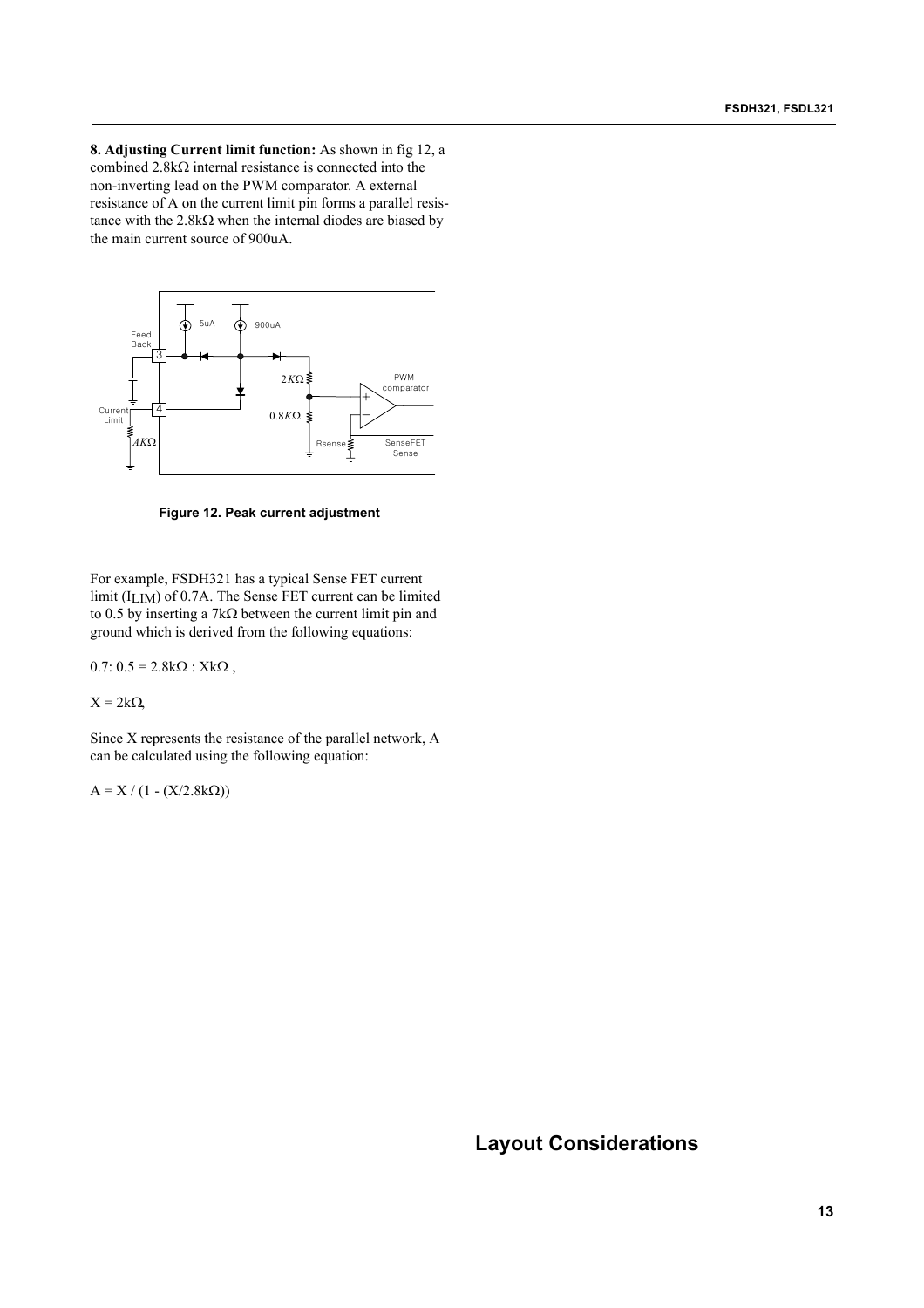**8. Adjusting Current limit function:** As shown in fig 12, a combined 2.8kΩ internal resistance is connected into the non-inverting lead on the PWM comparator. A external resistance of A on the current limit pin forms a parallel resistance with the 2.8kΩ when the internal diodes are biased by the main current source of 900uA.

**Figure 12. Peak current adjustment**

For example, FSDH321 has a typical Sense FET current limit ($I_{LIM}$) of 0.7A. The Sense FET current can be limited to 0.5 by inserting a 7kΩ between the current limit pin and ground which is derived from the following equations:

$0.7 : 0.5 = 2.8k\Omega : Xk\Omega$ ,

$X = 2k\Omega$,

Since X represents the resistance of the parallel network, A can be calculated using the following equation:

$A = X / (1 - (X/2.8k\Omega))$

## Layout Considerations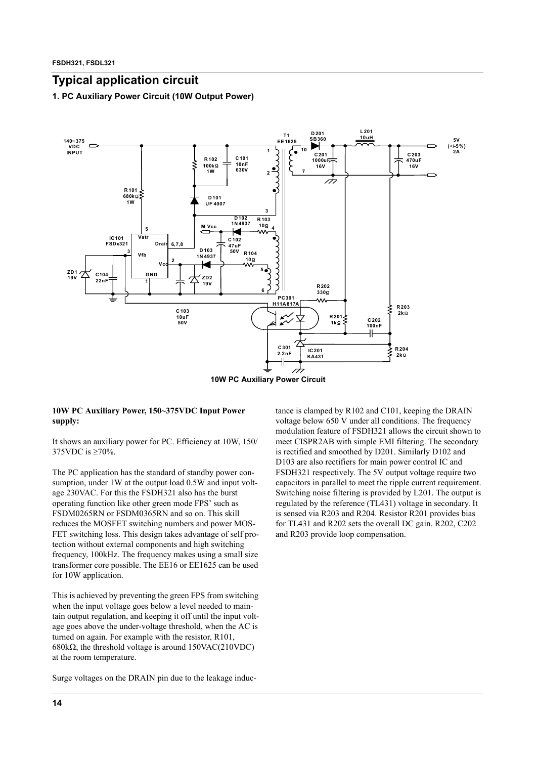## Typical application circuit

### 1. PC Auxiliary Power Circuit (10W Output Power)

10W PC Auxiliary Power Circuit

**10W PC Auxiliary Power, 150~375VDC Input Power supply:**

It shows an auxiliary power for PC. Efficiency at 10W, 150/375VDC is ≥70%.

The PC application has the standard of standby power consumption, under 1W at the output load 0.5W and input voltage 230VAC. For this the FSDH321 also has the burst operating function like other green mode FPS' such as FSDM0265RN or FSDM0365RN and so on. This skill reduces the MOSFET switching numbers and power MOSFET switching loss. This design takes advantage of self protection without external components and high switching frequency, 100kHz. The frequency makes using a small size transformer core possible. The EE16 or EE1625 can be used for 10W application.

This is achieved by preventing the green FPS from switching when the input voltage goes below a level needed to maintain output regulation, and keeping it off until the input voltage goes above the under-voltage threshold, when the AC is turned on again. For example with the resistor, R101, 680kΩ, the threshold voltage is around 150VAC(210VDC) at the room temperature.

Surge voltages on the DRAIN pin due to the leakage inductance is clamped by R102 and C101, keeping the DRAIN voltage below 650 V under all conditions. The frequency modulation feature of FSDH321 allows the circuit shown to meet CISPR2AB with simple EMI filtering. The secondary is rectified and smoothed by D201. Similarly D102 and D103 are also rectifiers for main power control IC and FSDH321 respectively. The 5V output voltage require two capacitors in parallel to meet the ripple current requirement. Switching noise filtering is provided by L201. The output is regulated by the reference (TL431) voltage in secondary. It is sensed via R203 and R204. Resistor R201 provides bias for TL431 and R202 sets the overall DC gain. R202, C202 and R203 provide loop compensation.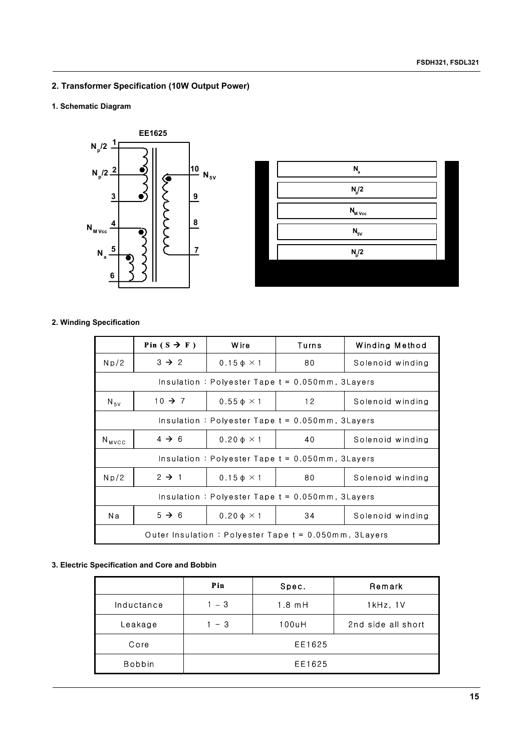## 2. Transformer Specification (10W Output Power)

### 1. Schematic Diagram

### 2. Winding Specification

| | Pin ( S → F ) | Wire | Turns | Winding Method |
|---|---|---|---|---|
| Np/2 | 3 → 2 | 0.15 ϕ × 1 | 80 | Solenoid winding |
| Insulation : Polyester Tape t = 0.050mm, 3Layers | | | | |
| $N_{5V}$ | 10 → 7 | 0.55 ϕ × 1 | 12 | Solenoid winding |
| Insulation : Polyester Tape t = 0.050mm, 3Layers | | | | |
| $N_{MVCC}$ | 4 → 6 | 0.20 ϕ × 1 | 40 | Solenoid winding |
| Insulation : Polyester Tape t = 0.050mm, 3Layers | | | | |
| Np/2 | 2 → 1 | 0.15 ϕ × 1 | 80 | Solenoid winding |
| Insulation : Polyester Tape t = 0.050mm, 3Layers | | | | |
| Na | 5 → 6 | 0.20 ϕ × 1 | 34 | Solenoid winding |
| Outer Insulation : Polyester Tape t = 0.050mm, 3Layers | | | | |

### 3. Electric Specification and Core and Bobbin

| | Pin | Spec. | Remark |
|---|---|---|---|
| Inductance | 1 – 3 | 1.8 mH | 1kHz, 1V |
| Leakage | 1 – 3 | 100uH | 2nd side all short |
| Core | EE1625 | | |
| Bobbin | EE1625 | | |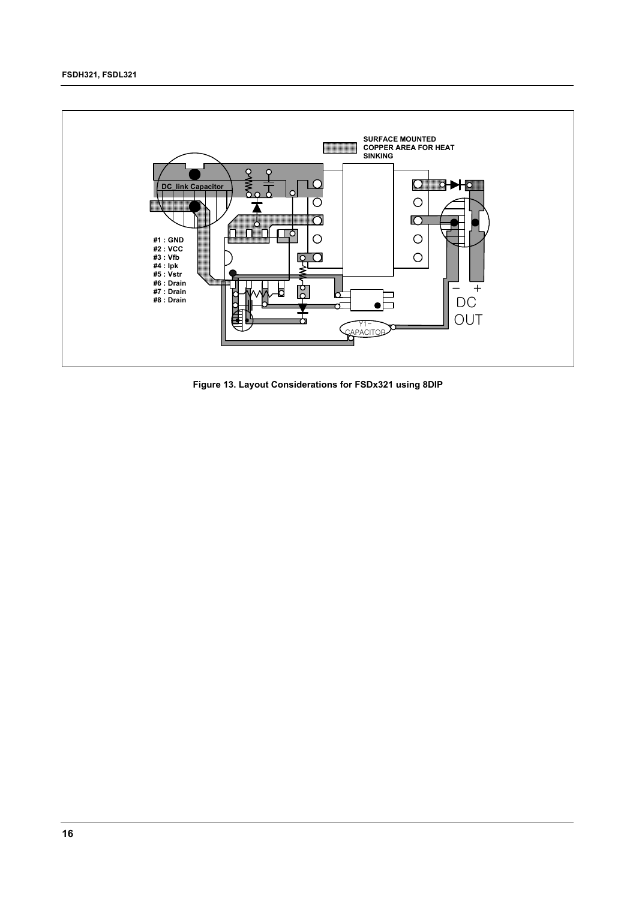SURFACE MOUNTED COPPER AREA FOR HEAT SINKING

DC_link Capacitor

#1 : GND
#2 : VCC
#3 : Vfb
#4 : Ipk
#5 : Vstr
#6 : Drain
#7 : Drain
#8 : Drain

Y1-CAPACITOR

− +
DC OUT

**Figure 13. Layout Considerations for FSDx321 using 8DIP**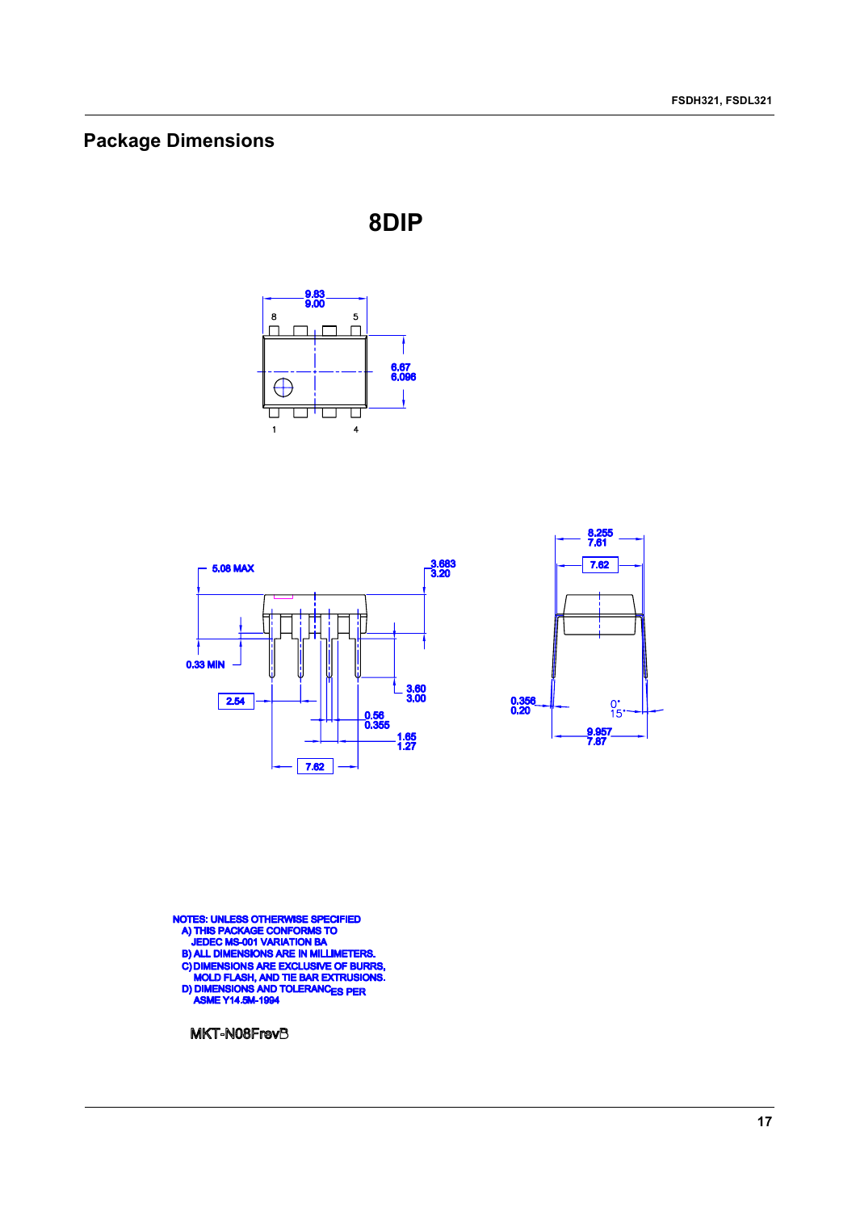## Package Dimensions

### 8DIP

9.83
9.00

8 5

1 4

6.67
6.096

5.08 MAX

3.683
3.20

0.33 MIN

3.60
3.00

2.54

0.56
0.355

1.65
1.27

7.62

8.255
7.61

7.62

0.356
0.20

0°
15°

9.957
7.87

NOTES: UNLESS OTHERWISE SPECIFIED
- A) THIS PACKAGE CONFORMS TO JEDEC MS-001 VARIATION BA
- B) ALL DIMENSIONS ARE IN MILLIMETERS.
- C) DIMENSIONS ARE EXCLUSIVE OF BURRS, MOLD FLASH, AND TIE BAR EXTRUSIONS.
- D) DIMENSIONS AND TOLERANCES PER ASME Y14.5M-1994

MKT-N08FrevB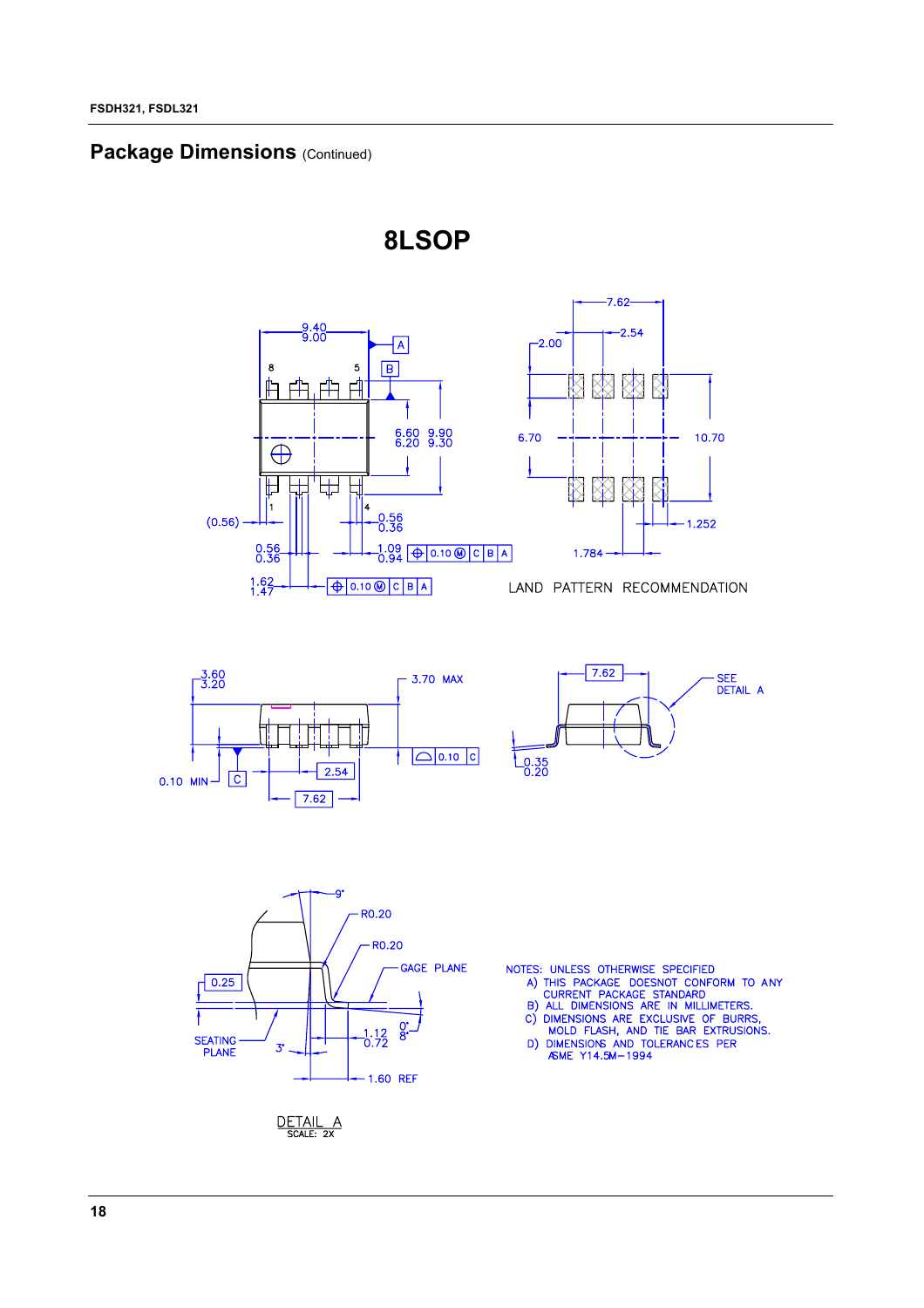## Package Dimensions (Continued)

# 8LSOP

LAND PATTERN RECOMMENDATION

DETAIL A
SCALE: 2X

NOTES: UNLESS OTHERWISE SPECIFIED

A) THIS PACKAGE DOESNOT CONFORM TO ANY CURRENT PACKAGE STANDARD

B) ALL DIMENSIONS ARE IN MILLIMETERS.

C) DIMENSIONS ARE EXCLUSIVE OF BURRS, MOLD FLASH, AND TIE BAR EXTRUSIONS.

D) DIMENSIONS AND TOLERANCES PER ASME Y14.5M−1994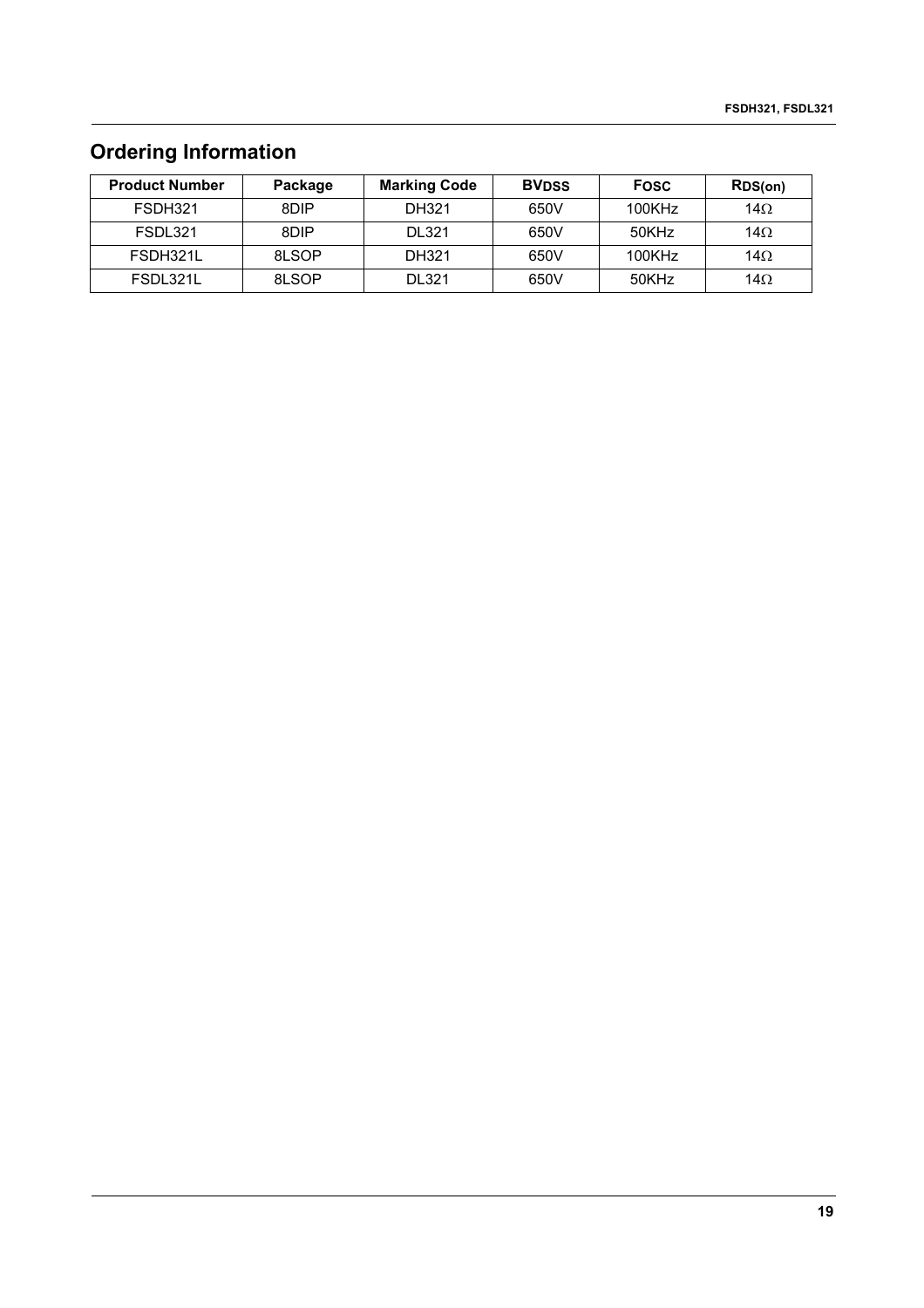## Ordering Information

| Product Number | Package | Marking Code | $BV_{DSS}$ | $F_{OSC}$ | $R_{DS(on)}$ |
|---|---|---|---|---|---|
| FSDH321 | 8DIP | DH321 | 650V | 100KHz | 14Ω |
| FSDL321 | 8DIP | DL321 | 650V | 50KHz | 14Ω |
| FSDH321L | 8LSOP | DH321 | 650V | 100KHz | 14Ω |
| FSDL321L | 8LSOP | DL321 | 650V | 50KHz | 14Ω |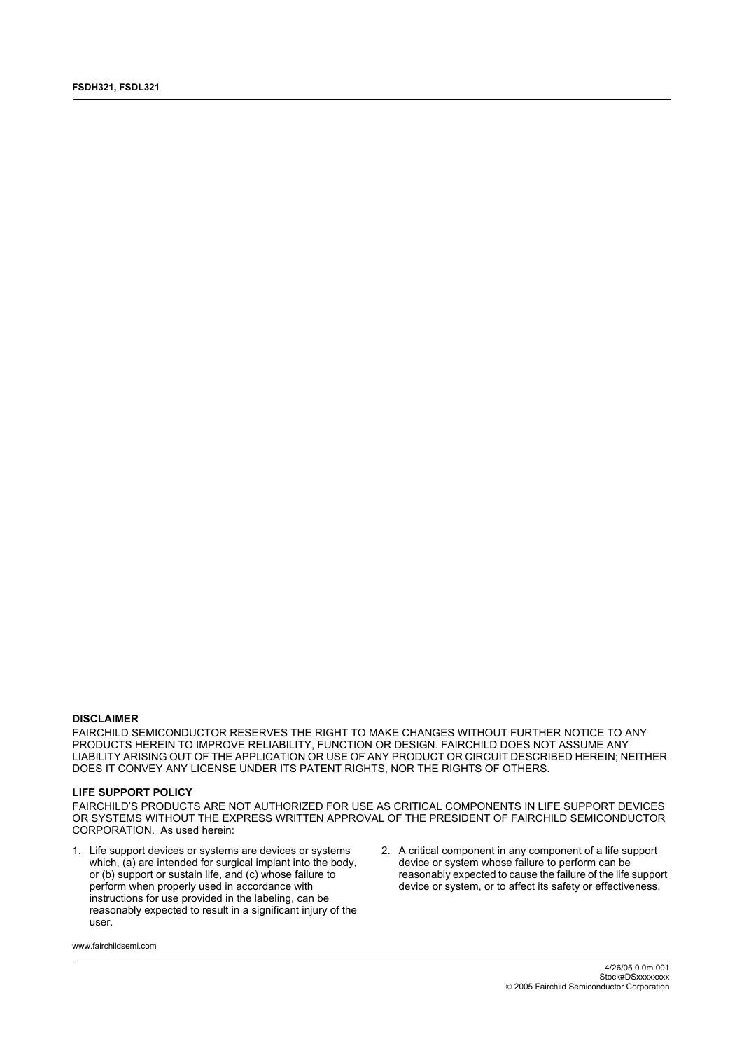**DISCLAIMER**

FAIRCHILD SEMICONDUCTOR RESERVES THE RIGHT TO MAKE CHANGES WITHOUT FURTHER NOTICE TO ANY PRODUCTS HEREIN TO IMPROVE RELIABILITY, FUNCTION OR DESIGN. FAIRCHILD DOES NOT ASSUME ANY LIABILITY ARISING OUT OF THE APPLICATION OR USE OF ANY PRODUCT OR CIRCUIT DESCRIBED HEREIN; NEITHER DOES IT CONVEY ANY LICENSE UNDER ITS PATENT RIGHTS, NOR THE RIGHTS OF OTHERS.

**LIFE SUPPORT POLICY**

FAIRCHILD'S PRODUCTS ARE NOT AUTHORIZED FOR USE AS CRITICAL COMPONENTS IN LIFE SUPPORT DEVICES OR SYSTEMS WITHOUT THE EXPRESS WRITTEN APPROVAL OF THE PRESIDENT OF FAIRCHILD SEMICONDUCTOR CORPORATION. As used herein:

1. Life support devices or systems are devices or systems which, (a) are intended for surgical implant into the body, or (b) support or sustain life, and (c) whose failure to perform when properly used in accordance with instructions for use provided in the labeling, can be reasonably expected to result in a significant injury of the user.
2. A critical component in any component of a life support device or system whose failure to perform can be reasonably expected to cause the failure of the life support device or system, or to affect its safety or effectiveness.

www.fairchildsemi.com

4/26/05 0.0m 001
Stock#DSxxxxxxxx
© 2005 Fairchild Semiconductor Corporation